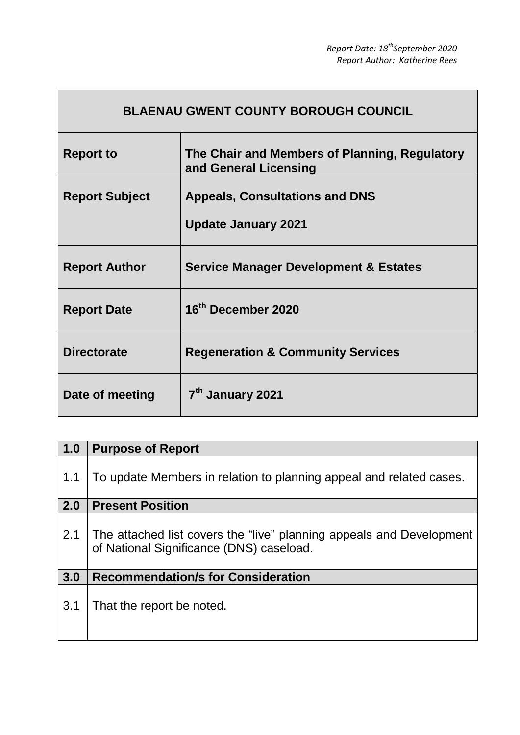*Report Date: 18th September 2020*
*Report Author: Katherine Rees*

| BLAENAU GWENT COUNTY BOROUGH COUNCIL | |
|---|---|
| **Report to** | **The Chair and Members of Planning, Regulatory and General Licensing** |
| **Report Subject** | **Appeals, Consultations and DNS**<br><br>**Update January 2021** |
| **Report Author** | **Service Manager Development & Estates** |
| **Report Date** | **16th December 2020** |
| **Directorate** | **Regeneration & Community Services** |
| **Date of meeting** | **7th January 2021** |

| **1.0** | **Purpose of Report** |
|---|---|
| 1.1 | To update Members in relation to planning appeal and related cases. |
| **2.0** | **Present Position** |
| 2.1 | The attached list covers the "live" planning appeals and Development of National Significance (DNS) caseload. |
| **3.0** | **Recommendation/s for Consideration** |
| 3.1 | That the report be noted. |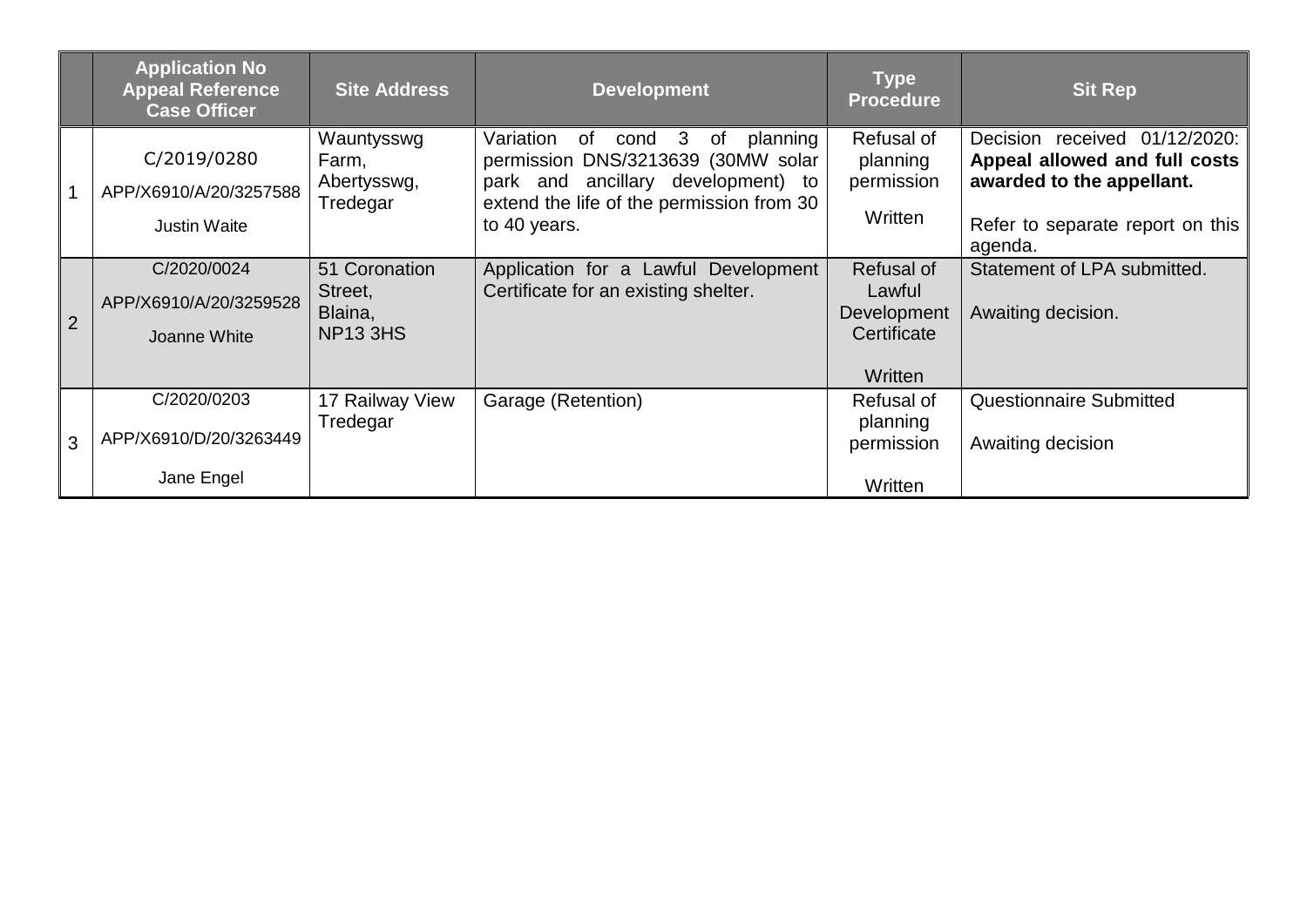| | Application No Appeal Reference Case Officer | Site Address | Development | Type Procedure | Sit Rep |
|---|---|---|---|---|---|
| 1 | C/2019/0280<br>APP/X6910/A/20/3257588<br>Justin Waite | Wauntysswg Farm, Abertysswg, Tredegar | Variation of cond 3 of planning permission DNS/3213639 (30MW solar park and ancillary development) to extend the life of the permission from 30 to 40 years. | Refusal of planning permission<br>Written | Decision received 01/12/2020: **Appeal allowed and full costs awarded to the appellant.**<br>Refer to separate report on this agenda. |
| 2 | C/2020/0024<br>APP/X6910/A/20/3259528<br>Joanne White | 51 Coronation Street, Blaina, NP13 3HS | Application for a Lawful Development Certificate for an existing shelter. | Refusal of Lawful Development Certificate<br>Written | Statement of LPA submitted.<br>Awaiting decision. |
| 3 | C/2020/0203<br>APP/X6910/D/20/3263449<br>Jane Engel | 17 Railway View Tredegar | Garage (Retention) | Refusal of planning permission<br>Written | Questionnaire Submitted<br>Awaiting decision |